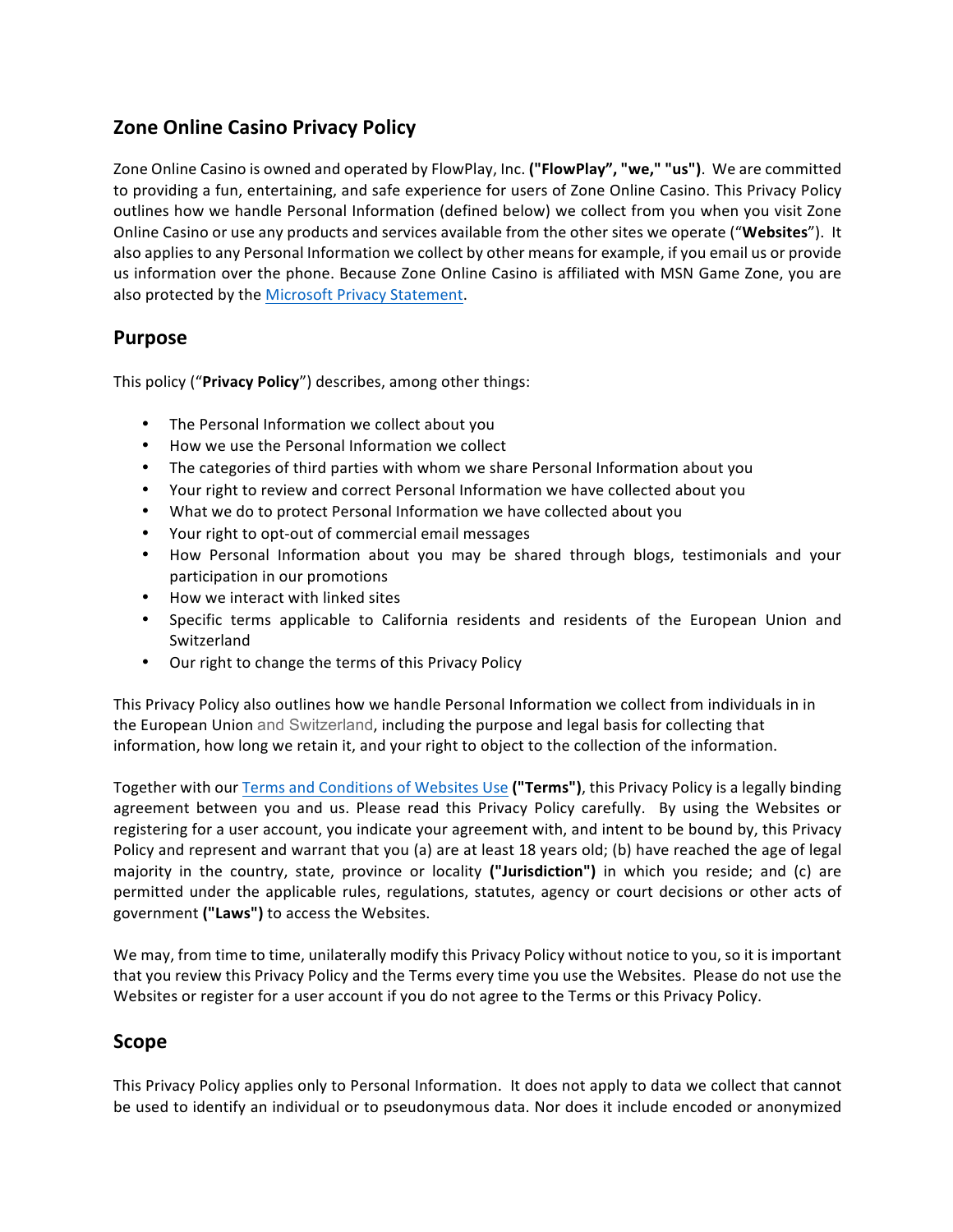## Zone Online Casino Privacy Policy

Zone Online Casino is owned and operated by FlowPlay, Inc. **("FlowPlay", "we," "us")**. We are committed to providing a fun, entertaining, and safe experience for users of Zone Online Casino. This Privacy Policy outlines how we handle Personal Information (defined below) we collect from you when you visit Zone Online Casino or use any products and services available from the other sites we operate ("**Websites**"). It also applies to any Personal Information we collect by other means for example, if you email us or provide us information over the phone. Because Zone Online Casino is affiliated with MSN Game Zone, you are also protected by the [Microsoft Privacy Statement](Microsoft Privacy Statement).

## Purpose

This policy ("**Privacy Policy**") describes, among other things:

- The Personal Information we collect about you
- How we use the Personal Information we collect
- The categories of third parties with whom we share Personal Information about you
- Your right to review and correct Personal Information we have collected about you
- What we do to protect Personal Information we have collected about you
- Your right to opt-out of commercial email messages
- How Personal Information about you may be shared through blogs, testimonials and your participation in our promotions
- How we interact with linked sites
- Specific terms applicable to California residents and residents of the European Union and Switzerland
- Our right to change the terms of this Privacy Policy

This Privacy Policy also outlines how we handle Personal Information we collect from individuals in in the European Union and Switzerland, including the purpose and legal basis for collecting that information, how long we retain it, and your right to object to the collection of the information.

Together with our [Terms and Conditions of Websites Use](Terms and Conditions of Websites Use) **("Terms")**, this Privacy Policy is a legally binding agreement between you and us. Please read this Privacy Policy carefully. By using the Websites or registering for a user account, you indicate your agreement with, and intent to be bound by, this Privacy Policy and represent and warrant that you (a) are at least 18 years old; (b) have reached the age of legal majority in the country, state, province or locality **("Jurisdiction")** in which you reside; and (c) are permitted under the applicable rules, regulations, statutes, agency or court decisions or other acts of government **("Laws")** to access the Websites.

We may, from time to time, unilaterally modify this Privacy Policy without notice to you, so it is important that you review this Privacy Policy and the Terms every time you use the Websites. Please do not use the Websites or register for a user account if you do not agree to the Terms or this Privacy Policy.

## Scope

This Privacy Policy applies only to Personal Information. It does not apply to data we collect that cannot be used to identify an individual or to pseudonymous data. Nor does it include encoded or anonymized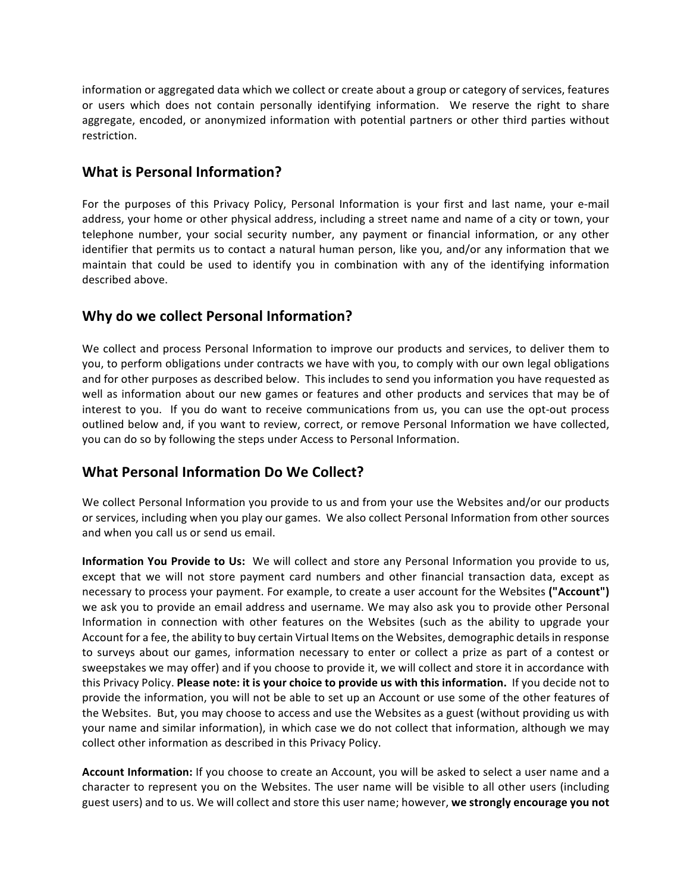information or aggregated data which we collect or create about a group or category of services, features or users which does not contain personally identifying information. We reserve the right to share aggregate, encoded, or anonymized information with potential partners or other third parties without restriction.

## What is Personal Information?

For the purposes of this Privacy Policy, Personal Information is your first and last name, your e-mail address, your home or other physical address, including a street name and name of a city or town, your telephone number, your social security number, any payment or financial information, or any other identifier that permits us to contact a natural human person, like you, and/or any information that we maintain that could be used to identify you in combination with any of the identifying information described above.

## Why do we collect Personal Information?

We collect and process Personal Information to improve our products and services, to deliver them to you, to perform obligations under contracts we have with you, to comply with our own legal obligations and for other purposes as described below. This includes to send you information you have requested as well as information about our new games or features and other products and services that may be of interest to you. If you do want to receive communications from us, you can use the opt-out process outlined below and, if you want to review, correct, or remove Personal Information we have collected, you can do so by following the steps under Access to Personal Information.

## What Personal Information Do We Collect?

We collect Personal Information you provide to us and from your use the Websites and/or our products or services, including when you play our games. We also collect Personal Information from other sources and when you call us or send us email.

**Information You Provide to Us:** We will collect and store any Personal Information you provide to us, except that we will not store payment card numbers and other financial transaction data, except as necessary to process your payment. For example, to create a user account for the Websites **("Account")** we ask you to provide an email address and username. We may also ask you to provide other Personal Information in connection with other features on the Websites (such as the ability to upgrade your Account for a fee, the ability to buy certain Virtual Items on the Websites, demographic details in response to surveys about our games, information necessary to enter or collect a prize as part of a contest or sweepstakes we may offer) and if you choose to provide it, we will collect and store it in accordance with this Privacy Policy. **Please note: it is your choice to provide us with this information.** If you decide not to provide the information, you will not be able to set up an Account or use some of the other features of the Websites. But, you may choose to access and use the Websites as a guest (without providing us with your name and similar information), in which case we do not collect that information, although we may collect other information as described in this Privacy Policy.

**Account Information:** If you choose to create an Account, you will be asked to select a user name and a character to represent you on the Websites. The user name will be visible to all other users (including guest users) and to us. We will collect and store this user name; however, **we strongly encourage you not**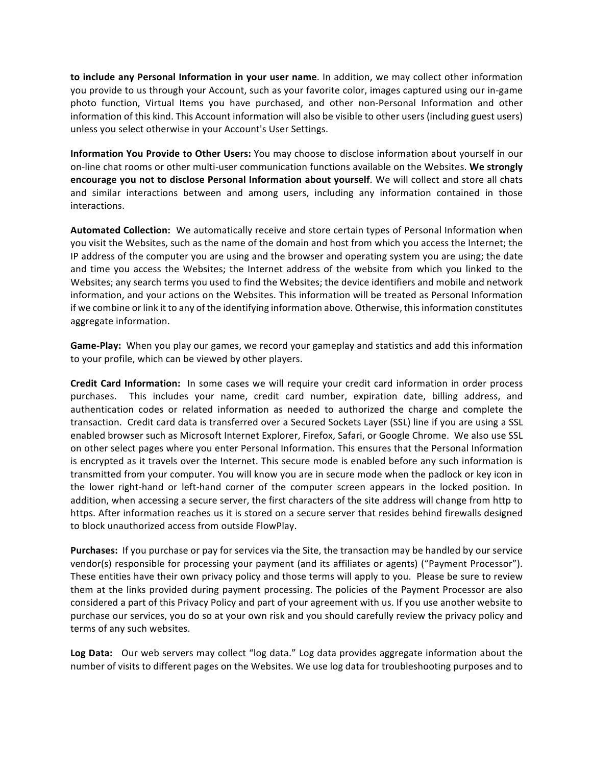**to include any Personal Information in your user name**. In addition, we may collect other information you provide to us through your Account, such as your favorite color, images captured using our in-game photo function, Virtual Items you have purchased, and other non-Personal Information and other information of this kind. This Account information will also be visible to other users (including guest users) unless you select otherwise in your Account's User Settings.

**Information You Provide to Other Users:** You may choose to disclose information about yourself in our on-line chat rooms or other multi-user communication functions available on the Websites. **We strongly encourage you not to disclose Personal Information about yourself**. We will collect and store all chats and similar interactions between and among users, including any information contained in those interactions.

**Automated Collection:** We automatically receive and store certain types of Personal Information when you visit the Websites, such as the name of the domain and host from which you access the Internet; the IP address of the computer you are using and the browser and operating system you are using; the date and time you access the Websites; the Internet address of the website from which you linked to the Websites; any search terms you used to find the Websites; the device identifiers and mobile and network information, and your actions on the Websites. This information will be treated as Personal Information if we combine or link it to any of the identifying information above. Otherwise, this information constitutes aggregate information.

**Game-Play:** When you play our games, we record your gameplay and statistics and add this information to your profile, which can be viewed by other players.

**Credit Card Information:** In some cases we will require your credit card information in order process purchases. This includes your name, credit card number, expiration date, billing address, and authentication codes or related information as needed to authorized the charge and complete the transaction. Credit card data is transferred over a Secured Sockets Layer (SSL) line if you are using a SSL enabled browser such as Microsoft Internet Explorer, Firefox, Safari, or Google Chrome. We also use SSL on other select pages where you enter Personal Information. This ensures that the Personal Information is encrypted as it travels over the Internet. This secure mode is enabled before any such information is transmitted from your computer. You will know you are in secure mode when the padlock or key icon in the lower right-hand or left-hand corner of the computer screen appears in the locked position. In addition, when accessing a secure server, the first characters of the site address will change from http to https. After information reaches us it is stored on a secure server that resides behind firewalls designed to block unauthorized access from outside FlowPlay.

**Purchases:** If you purchase or pay for services via the Site, the transaction may be handled by our service vendor(s) responsible for processing your payment (and its affiliates or agents) ("Payment Processor"). These entities have their own privacy policy and those terms will apply to you. Please be sure to review them at the links provided during payment processing. The policies of the Payment Processor are also considered a part of this Privacy Policy and part of your agreement with us. If you use another website to purchase our services, you do so at your own risk and you should carefully review the privacy policy and terms of any such websites.

**Log Data:** Our web servers may collect "log data." Log data provides aggregate information about the number of visits to different pages on the Websites. We use log data for troubleshooting purposes and to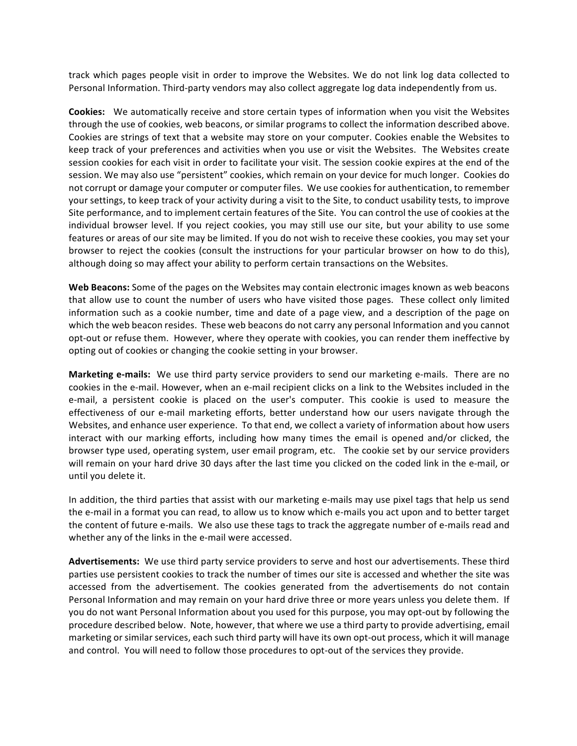track which pages people visit in order to improve the Websites. We do not link log data collected to Personal Information. Third-party vendors may also collect aggregate log data independently from us.

**Cookies:** We automatically receive and store certain types of information when you visit the Websites through the use of cookies, web beacons, or similar programs to collect the information described above. Cookies are strings of text that a website may store on your computer. Cookies enable the Websites to keep track of your preferences and activities when you use or visit the Websites. The Websites create session cookies for each visit in order to facilitate your visit. The session cookie expires at the end of the session. We may also use "persistent" cookies, which remain on your device for much longer. Cookies do not corrupt or damage your computer or computer files. We use cookies for authentication, to remember your settings, to keep track of your activity during a visit to the Site, to conduct usability tests, to improve Site performance, and to implement certain features of the Site. You can control the use of cookies at the individual browser level. If you reject cookies, you may still use our site, but your ability to use some features or areas of our site may be limited. If you do not wish to receive these cookies, you may set your browser to reject the cookies (consult the instructions for your particular browser on how to do this), although doing so may affect your ability to perform certain transactions on the Websites.

**Web Beacons:** Some of the pages on the Websites may contain electronic images known as web beacons that allow use to count the number of users who have visited those pages. These collect only limited information such as a cookie number, time and date of a page view, and a description of the page on which the web beacon resides. These web beacons do not carry any personal Information and you cannot opt-out or refuse them. However, where they operate with cookies, you can render them ineffective by opting out of cookies or changing the cookie setting in your browser.

**Marketing e-mails:** We use third party service providers to send our marketing e-mails. There are no cookies in the e-mail. However, when an e-mail recipient clicks on a link to the Websites included in the e-mail, a persistent cookie is placed on the user's computer. This cookie is used to measure the effectiveness of our e-mail marketing efforts, better understand how our users navigate through the Websites, and enhance user experience. To that end, we collect a variety of information about how users interact with our marking efforts, including how many times the email is opened and/or clicked, the browser type used, operating system, user email program, etc. The cookie set by our service providers will remain on your hard drive 30 days after the last time you clicked on the coded link in the e-mail, or until you delete it.

In addition, the third parties that assist with our marketing e-mails may use pixel tags that help us send the e-mail in a format you can read, to allow us to know which e-mails you act upon and to better target the content of future e-mails. We also use these tags to track the aggregate number of e-mails read and whether any of the links in the e-mail were accessed.

**Advertisements:** We use third party service providers to serve and host our advertisements. These third parties use persistent cookies to track the number of times our site is accessed and whether the site was accessed from the advertisement. The cookies generated from the advertisements do not contain Personal Information and may remain on your hard drive three or more years unless you delete them. If you do not want Personal Information about you used for this purpose, you may opt-out by following the procedure described below. Note, however, that where we use a third party to provide advertising, email marketing or similar services, each such third party will have its own opt-out process, which it will manage and control. You will need to follow those procedures to opt-out of the services they provide.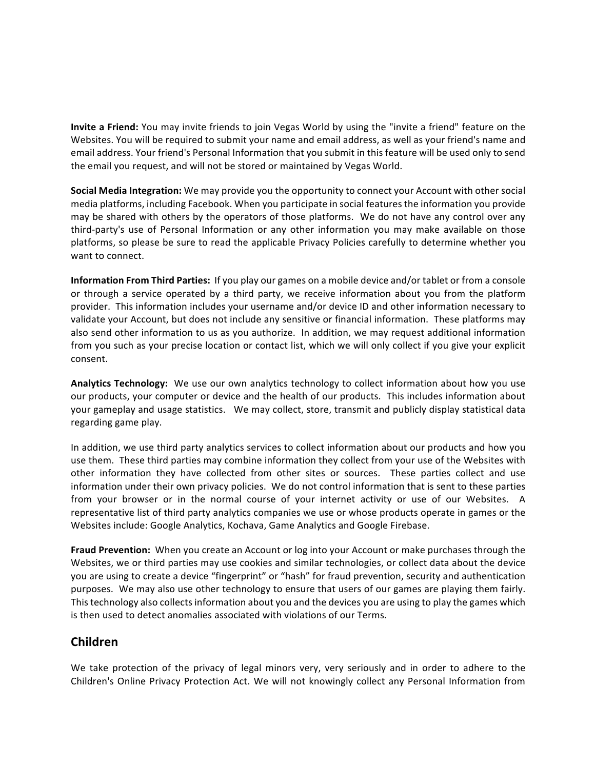**Invite a Friend:** You may invite friends to join Vegas World by using the "invite a friend" feature on the Websites. You will be required to submit your name and email address, as well as your friend's name and email address. Your friend's Personal Information that you submit in this feature will be used only to send the email you request, and will not be stored or maintained by Vegas World.

**Social Media Integration:** We may provide you the opportunity to connect your Account with other social media platforms, including Facebook. When you participate in social features the information you provide may be shared with others by the operators of those platforms. We do not have any control over any third-party's use of Personal Information or any other information you may make available on those platforms, so please be sure to read the applicable Privacy Policies carefully to determine whether you want to connect.

**Information From Third Parties:** If you play our games on a mobile device and/or tablet or from a console or through a service operated by a third party, we receive information about you from the platform provider. This information includes your username and/or device ID and other information necessary to validate your Account, but does not include any sensitive or financial information. These platforms may also send other information to us as you authorize. In addition, we may request additional information from you such as your precise location or contact list, which we will only collect if you give your explicit consent.

**Analytics Technology:** We use our own analytics technology to collect information about how you use our products, your computer or device and the health of our products. This includes information about your gameplay and usage statistics. We may collect, store, transmit and publicly display statistical data regarding game play.

In addition, we use third party analytics services to collect information about our products and how you use them. These third parties may combine information they collect from your use of the Websites with other information they have collected from other sites or sources. These parties collect and use information under their own privacy policies. We do not control information that is sent to these parties from your browser or in the normal course of your internet activity or use of our Websites. A representative list of third party analytics companies we use or whose products operate in games or the Websites include: Google Analytics, Kochava, Game Analytics and Google Firebase.

**Fraud Prevention:** When you create an Account or log into your Account or make purchases through the Websites, we or third parties may use cookies and similar technologies, or collect data about the device you are using to create a device "fingerprint" or "hash" for fraud prevention, security and authentication purposes. We may also use other technology to ensure that users of our games are playing them fairly. This technology also collects information about you and the devices you are using to play the games which is then used to detect anomalies associated with violations of our Terms.

## Children

We take protection of the privacy of legal minors very, very seriously and in order to adhere to the Children's Online Privacy Protection Act. We will not knowingly collect any Personal Information from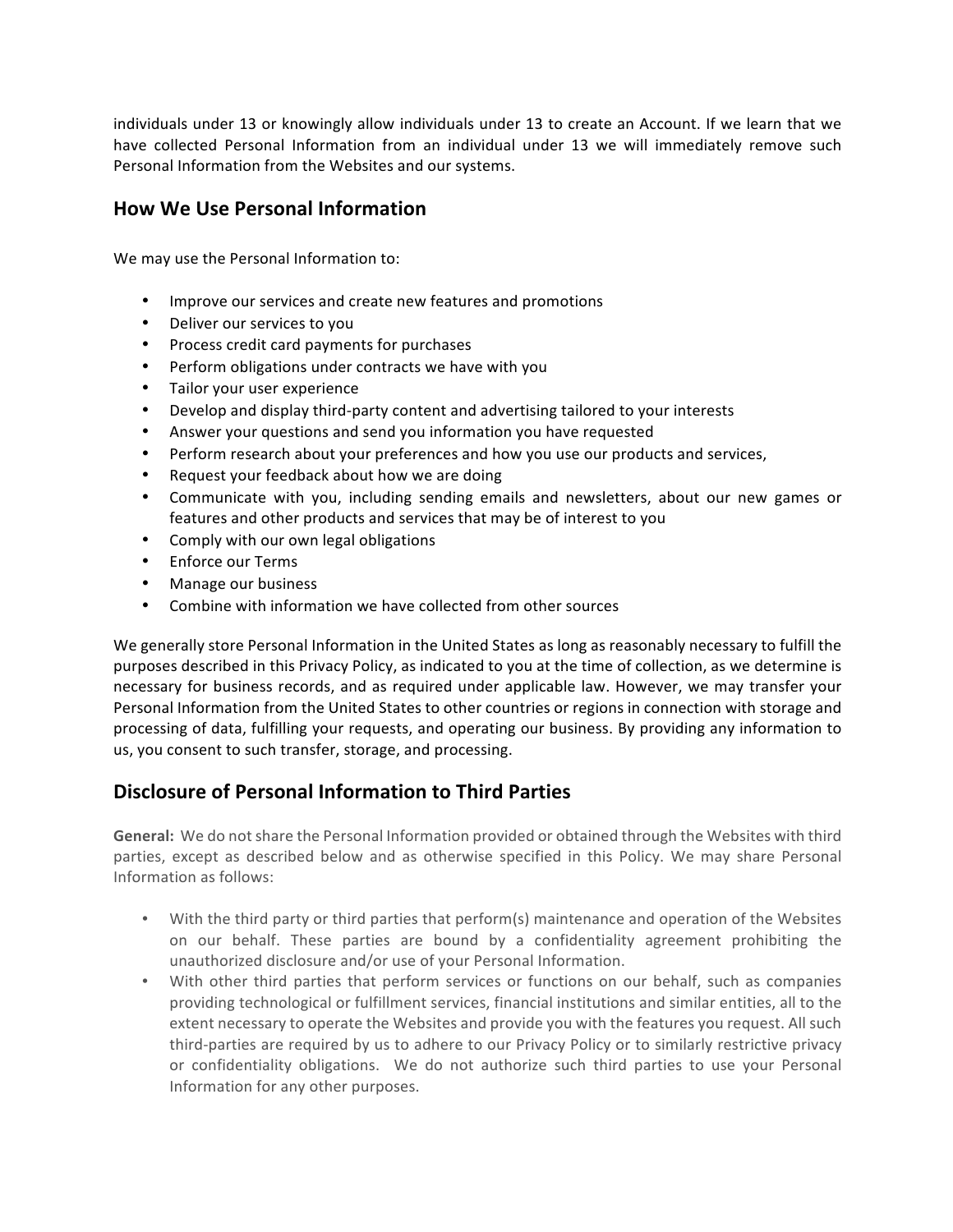individuals under 13 or knowingly allow individuals under 13 to create an Account. If we learn that we have collected Personal Information from an individual under 13 we will immediately remove such Personal Information from the Websites and our systems.

## How We Use Personal Information

We may use the Personal Information to:

- Improve our services and create new features and promotions
- Deliver our services to you
- Process credit card payments for purchases
- Perform obligations under contracts we have with you
- Tailor your user experience
- Develop and display third-party content and advertising tailored to your interests
- Answer your questions and send you information you have requested
- Perform research about your preferences and how you use our products and services,
- Request your feedback about how we are doing
- Communicate with you, including sending emails and newsletters, about our new games or features and other products and services that may be of interest to you
- Comply with our own legal obligations
- Enforce our Terms
- Manage our business
- Combine with information we have collected from other sources

We generally store Personal Information in the United States as long as reasonably necessary to fulfill the purposes described in this Privacy Policy, as indicated to you at the time of collection, as we determine is necessary for business records, and as required under applicable law. However, we may transfer your Personal Information from the United States to other countries or regions in connection with storage and processing of data, fulfilling your requests, and operating our business. By providing any information to us, you consent to such transfer, storage, and processing.

## Disclosure of Personal Information to Third Parties

**General:** We do not share the Personal Information provided or obtained through the Websites with third parties, except as described below and as otherwise specified in this Policy. We may share Personal Information as follows:

- With the third party or third parties that perform(s) maintenance and operation of the Websites on our behalf. These parties are bound by a confidentiality agreement prohibiting the unauthorized disclosure and/or use of your Personal Information.
- With other third parties that perform services or functions on our behalf, such as companies providing technological or fulfillment services, financial institutions and similar entities, all to the extent necessary to operate the Websites and provide you with the features you request. All such third-parties are required by us to adhere to our Privacy Policy or to similarly restrictive privacy or confidentiality obligations. We do not authorize such third parties to use your Personal Information for any other purposes.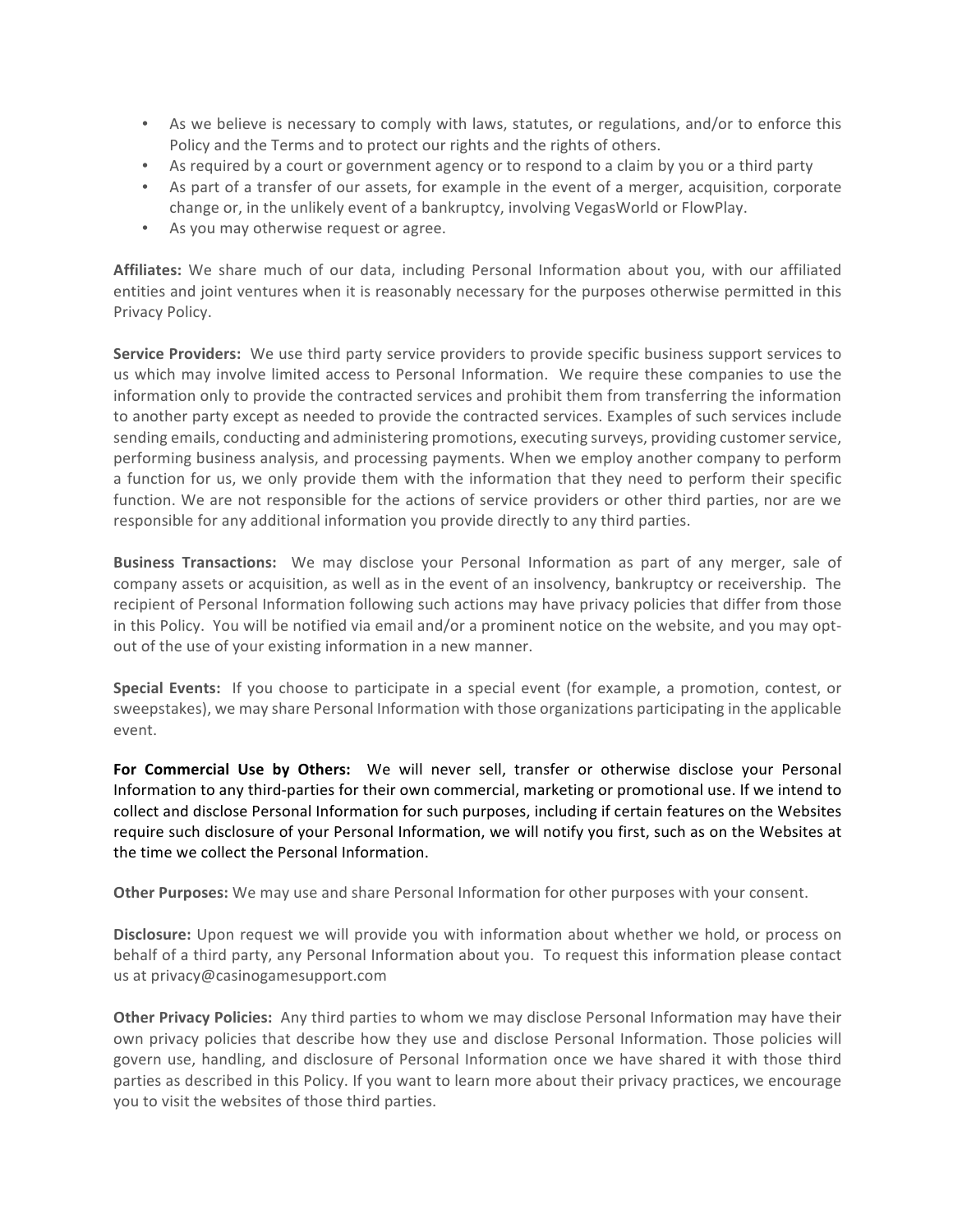- As we believe is necessary to comply with laws, statutes, or regulations, and/or to enforce this Policy and the Terms and to protect our rights and the rights of others.
- As required by a court or government agency or to respond to a claim by you or a third party
- As part of a transfer of our assets, for example in the event of a merger, acquisition, corporate change or, in the unlikely event of a bankruptcy, involving VegasWorld or FlowPlay.
- As you may otherwise request or agree.

**Affiliates:** We share much of our data, including Personal Information about you, with our affiliated entities and joint ventures when it is reasonably necessary for the purposes otherwise permitted in this Privacy Policy.

**Service Providers:** We use third party service providers to provide specific business support services to us which may involve limited access to Personal Information. We require these companies to use the information only to provide the contracted services and prohibit them from transferring the information to another party except as needed to provide the contracted services. Examples of such services include sending emails, conducting and administering promotions, executing surveys, providing customer service, performing business analysis, and processing payments. When we employ another company to perform a function for us, we only provide them with the information that they need to perform their specific function. We are not responsible for the actions of service providers or other third parties, nor are we responsible for any additional information you provide directly to any third parties.

**Business Transactions:** We may disclose your Personal Information as part of any merger, sale of company assets or acquisition, as well as in the event of an insolvency, bankruptcy or receivership. The recipient of Personal Information following such actions may have privacy policies that differ from those in this Policy. You will be notified via email and/or a prominent notice on the website, and you may opt-out of the use of your existing information in a new manner.

**Special Events:** If you choose to participate in a special event (for example, a promotion, contest, or sweepstakes), we may share Personal Information with those organizations participating in the applicable event.

**For Commercial Use by Others:** We will never sell, transfer or otherwise disclose your Personal Information to any third-parties for their own commercial, marketing or promotional use. If we intend to collect and disclose Personal Information for such purposes, including if certain features on the Websites require such disclosure of your Personal Information, we will notify you first, such as on the Websites at the time we collect the Personal Information.

**Other Purposes:** We may use and share Personal Information for other purposes with your consent.

**Disclosure:** Upon request we will provide you with information about whether we hold, or process on behalf of a third party, any Personal Information about you. To request this information please contact us at privacy@casinogamesupport.com

**Other Privacy Policies:** Any third parties to whom we may disclose Personal Information may have their own privacy policies that describe how they use and disclose Personal Information. Those policies will govern use, handling, and disclosure of Personal Information once we have shared it with those third parties as described in this Policy. If you want to learn more about their privacy practices, we encourage you to visit the websites of those third parties.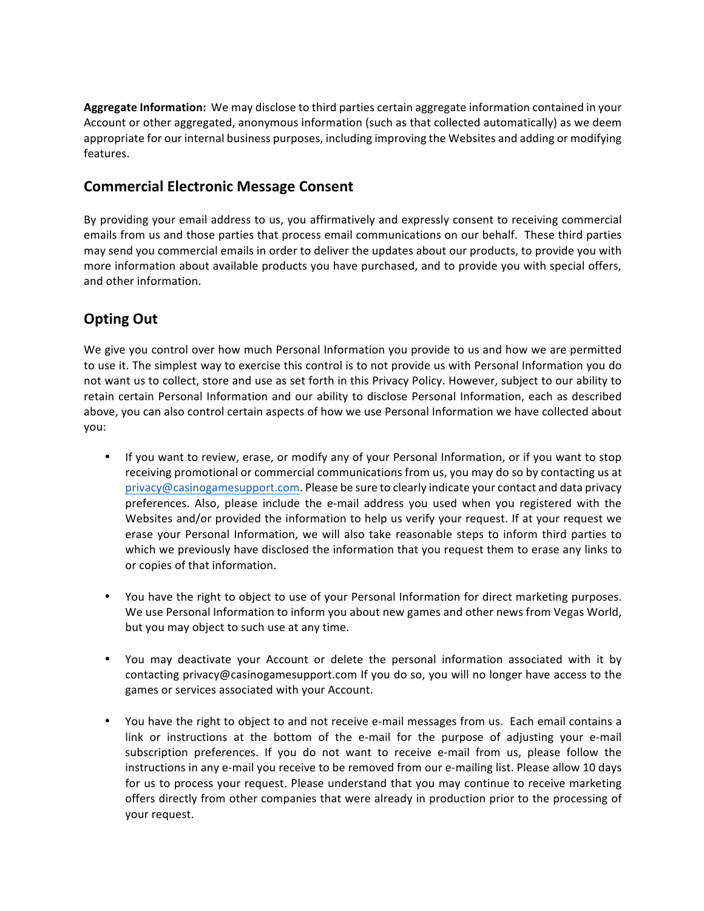**Aggregate Information:** We may disclose to third parties certain aggregate information contained in your Account or other aggregated, anonymous information (such as that collected automatically) as we deem appropriate for our internal business purposes, including improving the Websites and adding or modifying features.

## Commercial Electronic Message Consent

By providing your email address to us, you affirmatively and expressly consent to receiving commercial emails from us and those parties that process email communications on our behalf. These third parties may send you commercial emails in order to deliver the updates about our products, to provide you with more information about available products you have purchased, and to provide you with special offers, and other information.

## Opting Out

We give you control over how much Personal Information you provide to us and how we are permitted to use it. The simplest way to exercise this control is to not provide us with Personal Information you do not want us to collect, store and use as set forth in this Privacy Policy. However, subject to our ability to retain certain Personal Information and our ability to disclose Personal Information, each as described above, you can also control certain aspects of how we use Personal Information we have collected about you:

- If you want to review, erase, or modify any of your Personal Information, or if you want to stop receiving promotional or commercial communications from us, you may do so by contacting us at privacy@casinogamesupport.com. Please be sure to clearly indicate your contact and data privacy preferences. Also, please include the e-mail address you used when you registered with the Websites and/or provided the information to help us verify your request. If at your request we erase your Personal Information, we will also take reasonable steps to inform third parties to which we previously have disclosed the information that you request them to erase any links to or copies of that information.

- You have the right to object to use of your Personal Information for direct marketing purposes. We use Personal Information to inform you about new games and other news from Vegas World, but you may object to such use at any time.

- You may deactivate your Account or delete the personal information associated with it by contacting privacy@casinogamesupport.com If you do so, you will no longer have access to the games or services associated with your Account.

- You have the right to object to and not receive e-mail messages from us. Each email contains a link or instructions at the bottom of the e-mail for the purpose of adjusting your e-mail subscription preferences. If you do not want to receive e-mail from us, please follow the instructions in any e-mail you receive to be removed from our e-mailing list. Please allow 10 days for us to process your request. Please understand that you may continue to receive marketing offers directly from other companies that were already in production prior to the processing of your request.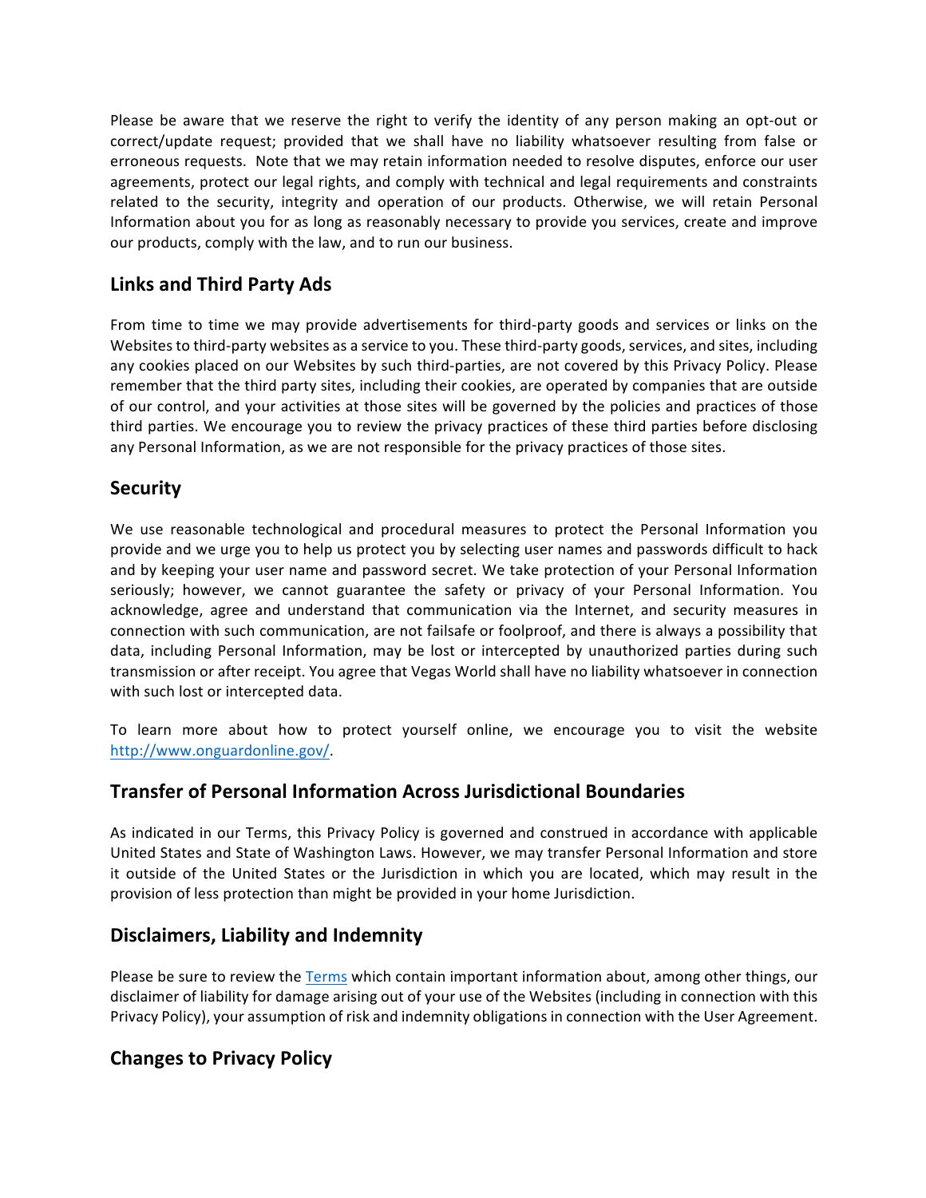Please be aware that we reserve the right to verify the identity of any person making an opt-out or correct/update request; provided that we shall have no liability whatsoever resulting from false or erroneous requests. Note that we may retain information needed to resolve disputes, enforce our user agreements, protect our legal rights, and comply with technical and legal requirements and constraints related to the security, integrity and operation of our products. Otherwise, we will retain Personal Information about you for as long as reasonably necessary to provide you services, create and improve our products, comply with the law, and to run our business.

## Links and Third Party Ads

From time to time we may provide advertisements for third-party goods and services or links on the Websites to third-party websites as a service to you. These third-party goods, services, and sites, including any cookies placed on our Websites by such third-parties, are not covered by this Privacy Policy. Please remember that the third party sites, including their cookies, are operated by companies that are outside of our control, and your activities at those sites will be governed by the policies and practices of those third parties. We encourage you to review the privacy practices of these third parties before disclosing any Personal Information, as we are not responsible for the privacy practices of those sites.

## Security

We use reasonable technological and procedural measures to protect the Personal Information you provide and we urge you to help us protect you by selecting user names and passwords difficult to hack and by keeping your user name and password secret. We take protection of your Personal Information seriously; however, we cannot guarantee the safety or privacy of your Personal Information. You acknowledge, agree and understand that communication via the Internet, and security measures in connection with such communication, are not failsafe or foolproof, and there is always a possibility that data, including Personal Information, may be lost or intercepted by unauthorized parties during such transmission or after receipt. You agree that Vegas World shall have no liability whatsoever in connection with such lost or intercepted data.

To learn more about how to protect yourself online, we encourage you to visit the website [http://www.onguardonline.gov/](http://www.onguardonline.gov/).

## Transfer of Personal Information Across Jurisdictional Boundaries

As indicated in our Terms, this Privacy Policy is governed and construed in accordance with applicable United States and State of Washington Laws. However, we may transfer Personal Information and store it outside of the United States or the Jurisdiction in which you are located, which may result in the provision of less protection than might be provided in your home Jurisdiction.

## Disclaimers, Liability and Indemnity

Please be sure to review the [Terms]() which contain important information about, among other things, our disclaimer of liability for damage arising out of your use of the Websites (including in connection with this Privacy Policy), your assumption of risk and indemnity obligations in connection with the User Agreement.

## Changes to Privacy Policy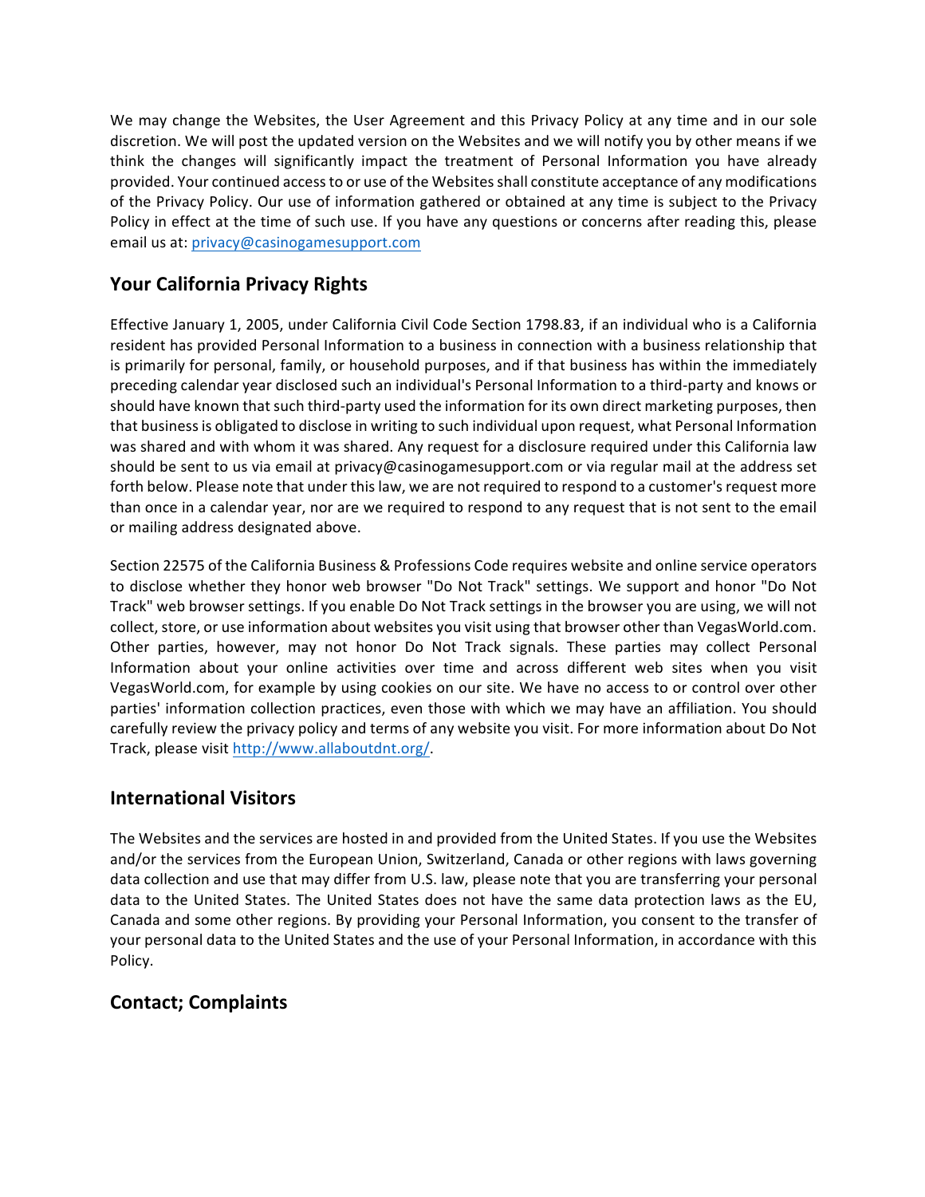We may change the Websites, the User Agreement and this Privacy Policy at any time and in our sole discretion. We will post the updated version on the Websites and we will notify you by other means if we think the changes will significantly impact the treatment of Personal Information you have already provided. Your continued access to or use of the Websites shall constitute acceptance of any modifications of the Privacy Policy. Our use of information gathered or obtained at any time is subject to the Privacy Policy in effect at the time of such use. If you have any questions or concerns after reading this, please email us at: privacy@casinogamesupport.com

## Your California Privacy Rights

Effective January 1, 2005, under California Civil Code Section 1798.83, if an individual who is a California resident has provided Personal Information to a business in connection with a business relationship that is primarily for personal, family, or household purposes, and if that business has within the immediately preceding calendar year disclosed such an individual's Personal Information to a third-party and knows or should have known that such third-party used the information for its own direct marketing purposes, then that business is obligated to disclose in writing to such individual upon request, what Personal Information was shared and with whom it was shared. Any request for a disclosure required under this California law should be sent to us via email at privacy@casinogamesupport.com or via regular mail at the address set forth below. Please note that under this law, we are not required to respond to a customer's request more than once in a calendar year, nor are we required to respond to any request that is not sent to the email or mailing address designated above.

Section 22575 of the California Business & Professions Code requires website and online service operators to disclose whether they honor web browser "Do Not Track" settings. We support and honor "Do Not Track" web browser settings. If you enable Do Not Track settings in the browser you are using, we will not collect, store, or use information about websites you visit using that browser other than VegasWorld.com. Other parties, however, may not honor Do Not Track signals. These parties may collect Personal Information about your online activities over time and across different web sites when you visit VegasWorld.com, for example by using cookies on our site. We have no access to or control over other parties' information collection practices, even those with which we may have an affiliation. You should carefully review the privacy policy and terms of any website you visit. For more information about Do Not Track, please visit http://www.allaboutdnt.org/.

## International Visitors

The Websites and the services are hosted in and provided from the United States. If you use the Websites and/or the services from the European Union, Switzerland, Canada or other regions with laws governing data collection and use that may differ from U.S. law, please note that you are transferring your personal data to the United States. The United States does not have the same data protection laws as the EU, Canada and some other regions. By providing your Personal Information, you consent to the transfer of your personal data to the United States and the use of your Personal Information, in accordance with this Policy.

## Contact; Complaints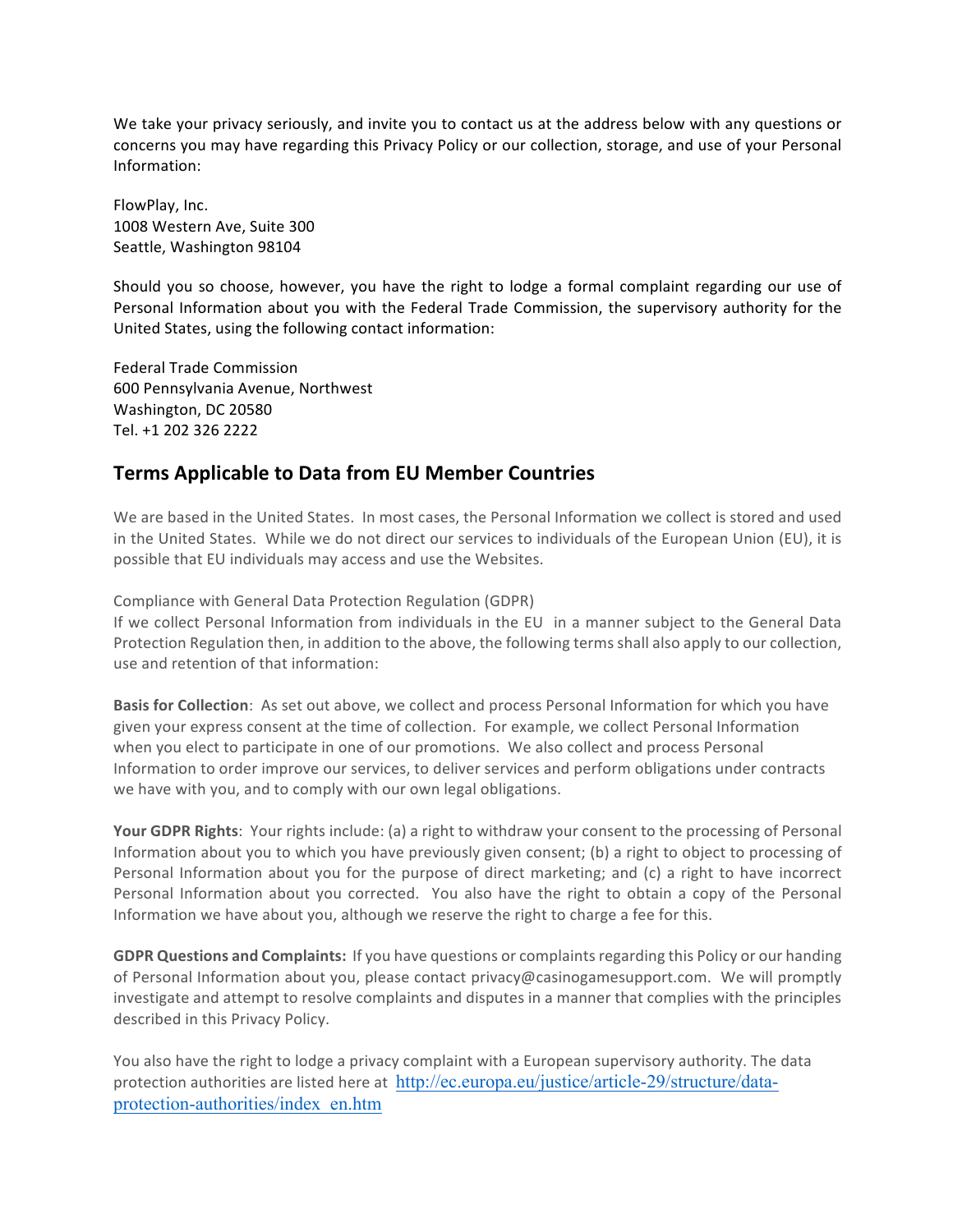We take your privacy seriously, and invite you to contact us at the address below with any questions or concerns you may have regarding this Privacy Policy or our collection, storage, and use of your Personal Information:

FlowPlay, Inc.
1008 Western Ave, Suite 300
Seattle, Washington 98104

Should you so choose, however, you have the right to lodge a formal complaint regarding our use of Personal Information about you with the Federal Trade Commission, the supervisory authority for the United States, using the following contact information:

Federal Trade Commission
600 Pennsylvania Avenue, Northwest
Washington, DC 20580
Tel. +1 202 326 2222

## Terms Applicable to Data from EU Member Countries

We are based in the United States. In most cases, the Personal Information we collect is stored and used in the United States. While we do not direct our services to individuals of the European Union (EU), it is possible that EU individuals may access and use the Websites.

Compliance with General Data Protection Regulation (GDPR)
If we collect Personal Information from individuals in the EU in a manner subject to the General Data Protection Regulation then, in addition to the above, the following terms shall also apply to our collection, use and retention of that information:

**Basis for Collection**: As set out above, we collect and process Personal Information for which you have given your express consent at the time of collection. For example, we collect Personal Information when you elect to participate in one of our promotions. We also collect and process Personal Information to order improve our services, to deliver services and perform obligations under contracts we have with you, and to comply with our own legal obligations.

**Your GDPR Rights**: Your rights include: (a) a right to withdraw your consent to the processing of Personal Information about you to which you have previously given consent; (b) a right to object to processing of Personal Information about you for the purpose of direct marketing; and (c) a right to have incorrect Personal Information about you corrected. You also have the right to obtain a copy of the Personal Information we have about you, although we reserve the right to charge a fee for this.

**GDPR Questions and Complaints:** If you have questions or complaints regarding this Policy or our handing of Personal Information about you, please contact privacy@casinogamesupport.com. We will promptly investigate and attempt to resolve complaints and disputes in a manner that complies with the principles described in this Privacy Policy.

You also have the right to lodge a privacy complaint with a European supervisory authority. The data protection authorities are listed here at http://ec.europa.eu/justice/article-29/structure/data-protection-authorities/index_en.htm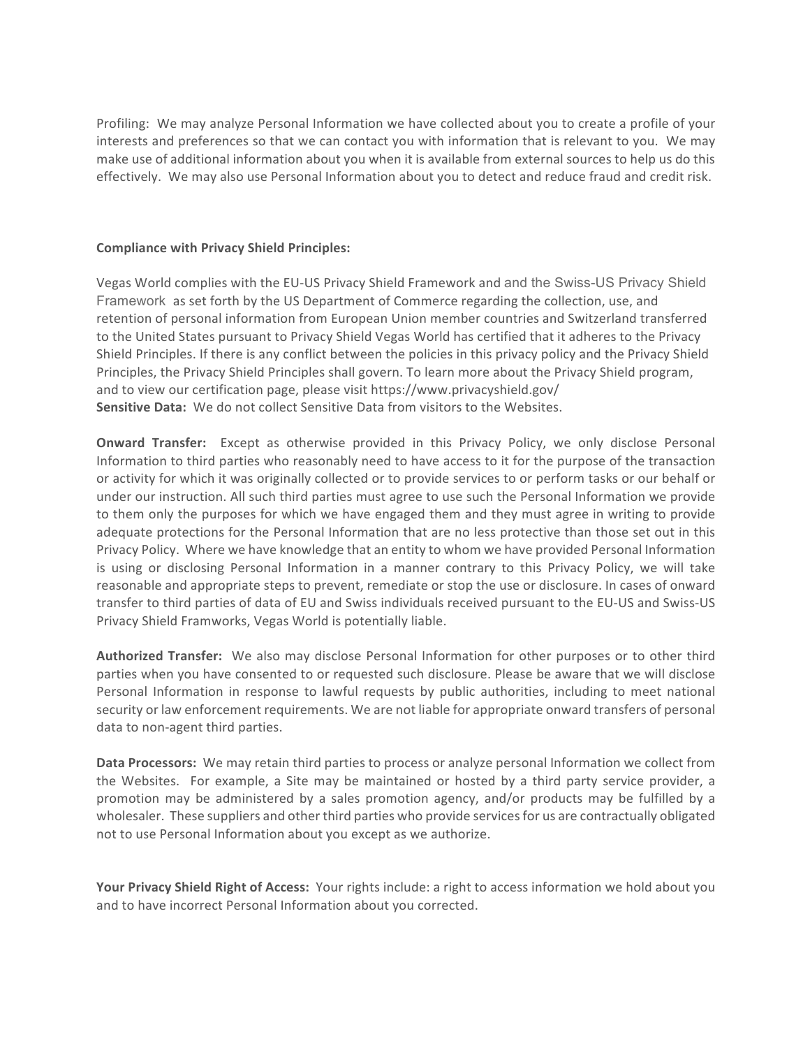Profiling: We may analyze Personal Information we have collected about you to create a profile of your interests and preferences so that we can contact you with information that is relevant to you. We may make use of additional information about you when it is available from external sources to help us do this effectively. We may also use Personal Information about you to detect and reduce fraud and credit risk.

**Compliance with Privacy Shield Principles:**

Vegas World complies with the EU-US Privacy Shield Framework and and the Swiss-US Privacy Shield Framework as set forth by the US Department of Commerce regarding the collection, use, and retention of personal information from European Union member countries and Switzerland transferred to the United States pursuant to Privacy Shield Vegas World has certified that it adheres to the Privacy Shield Principles. If there is any conflict between the policies in this privacy policy and the Privacy Shield Principles, the Privacy Shield Principles shall govern. To learn more about the Privacy Shield program, and to view our certification page, please visit https://www.privacyshield.gov/
**Sensitive Data:** We do not collect Sensitive Data from visitors to the Websites.

**Onward Transfer:** Except as otherwise provided in this Privacy Policy, we only disclose Personal Information to third parties who reasonably need to have access to it for the purpose of the transaction or activity for which it was originally collected or to provide services to or perform tasks or our behalf or under our instruction. All such third parties must agree to use such the Personal Information we provide to them only the purposes for which we have engaged them and they must agree in writing to provide adequate protections for the Personal Information that are no less protective than those set out in this Privacy Policy. Where we have knowledge that an entity to whom we have provided Personal Information is using or disclosing Personal Information in a manner contrary to this Privacy Policy, we will take reasonable and appropriate steps to prevent, remediate or stop the use or disclosure. In cases of onward transfer to third parties of data of EU and Swiss individuals received pursuant to the EU-US and Swiss-US Privacy Shield Framworks, Vegas World is potentially liable.

**Authorized Transfer:** We also may disclose Personal Information for other purposes or to other third parties when you have consented to or requested such disclosure. Please be aware that we will disclose Personal Information in response to lawful requests by public authorities, including to meet national security or law enforcement requirements. We are not liable for appropriate onward transfers of personal data to non-agent third parties.

**Data Processors:** We may retain third parties to process or analyze personal Information we collect from the Websites. For example, a Site may be maintained or hosted by a third party service provider, a promotion may be administered by a sales promotion agency, and/or products may be fulfilled by a wholesaler. These suppliers and other third parties who provide services for us are contractually obligated not to use Personal Information about you except as we authorize.

**Your Privacy Shield Right of Access:** Your rights include: a right to access information we hold about you and to have incorrect Personal Information about you corrected.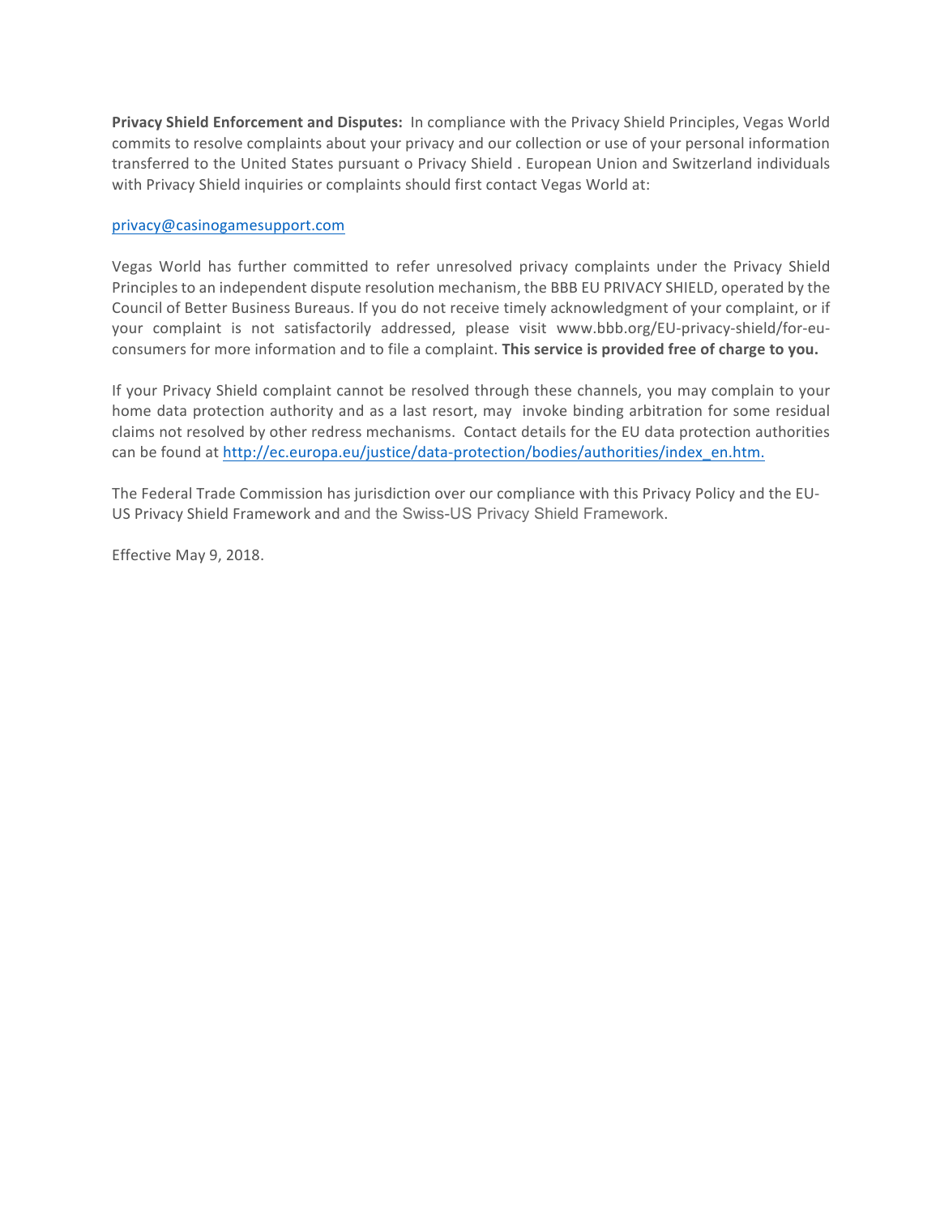**Privacy Shield Enforcement and Disputes:** In compliance with the Privacy Shield Principles, Vegas World commits to resolve complaints about your privacy and our collection or use of your personal information transferred to the United States pursuant o Privacy Shield . European Union and Switzerland individuals with Privacy Shield inquiries or complaints should first contact Vegas World at:

privacy@casinogamesupport.com

Vegas World has further committed to refer unresolved privacy complaints under the Privacy Shield Principles to an independent dispute resolution mechanism, the BBB EU PRIVACY SHIELD, operated by the Council of Better Business Bureaus. If you do not receive timely acknowledgment of your complaint, or if your complaint is not satisfactorily addressed, please visit www.bbb.org/EU-privacy-shield/for-eu-consumers for more information and to file a complaint. **This service is provided free of charge to you.**

If your Privacy Shield complaint cannot be resolved through these channels, you may complain to your home data protection authority and as a last resort, may invoke binding arbitration for some residual claims not resolved by other redress mechanisms. Contact details for the EU data protection authorities can be found at http://ec.europa.eu/justice/data-protection/bodies/authorities/index_en.htm.

The Federal Trade Commission has jurisdiction over our compliance with this Privacy Policy and the EU-US Privacy Shield Framework and and the Swiss-US Privacy Shield Framework.

Effective May 9, 2018.